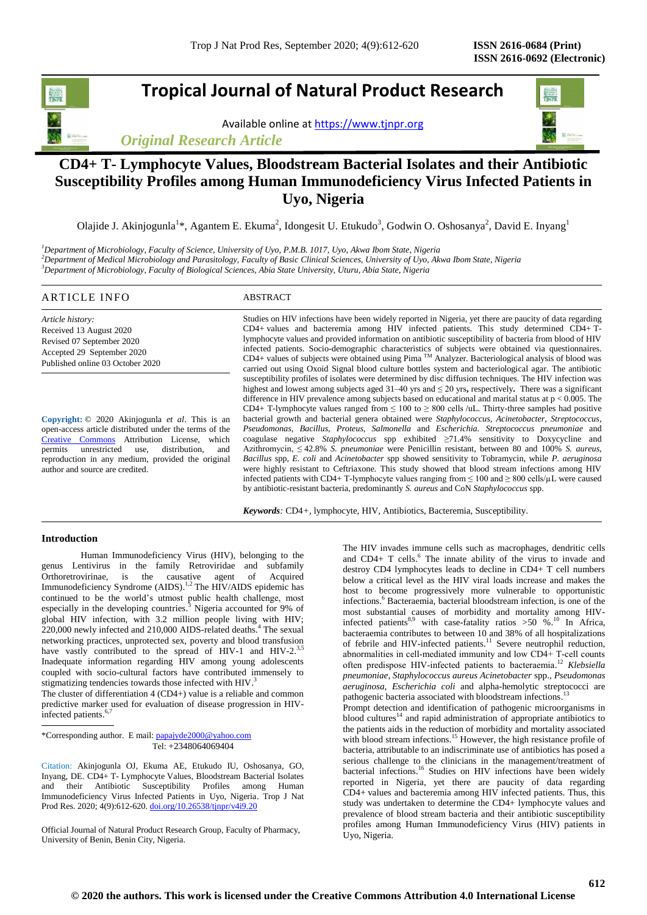# Tropical Journal of Natural Product Research

Available online at https://www.tjnpr.org

*Original Research Article*

# CD4+ T- Lymphocyte Values, Bloodstream Bacterial Isolates and their Antibiotic Susceptibility Profiles among Human Immunodeficiency Virus Infected Patients in Uyo, Nigeria

Olajide J. Akinjogunla[1]*, Agantem E. Ekuma[2], Idongesit U. Etukudo[3], Godwin O. Oshosanya[2], David E. Inyang[1]

[1]*Department of Microbiology, Faculty of Science, University of Uyo, P.M.B. 1017, Uyo, Akwa Ibom State, Nigeria*
[2]*Department of Medical Microbiology and Parasitology, Faculty of Basic Clinical Sciences, University of Uyo, Akwa Ibom State, Nigeria*
[3]*Department of Microbiology, Faculty of Biological Sciences, Abia State University, Uturu, Abia State, Nigeria*

## ARTICLE INFO

*Article history:*
Received 13 August 2020
Revised 07 September 2020
Accepted 29 September 2020
Published online 03 October 2020

**Copyright:** © 2020 Akinjogunla *et al*. This is an open-access article distributed under the terms of the Creative Commons Attribution License, which permits unrestricted use, distribution, and reproduction in any medium, provided the original author and source are credited.

## ABSTRACT

Studies on HIV infections have been widely reported in Nigeria, yet there are paucity of data regarding CD4+ values and bacteremia among HIV infected patients. This study determined CD4+ T-lymphocyte values and provided information on antibiotic susceptibility of bacteria from blood of HIV infected patients. Socio-demographic characteristics of subjects were obtained via questionnaires. CD4+ values of subjects were obtained using Pima ™ Analyzer. Bacteriological analysis of blood was carried out using Oxoid Signal blood culture bottles system and bacteriological agar. The antibiotic susceptibility profiles of isolates were determined by disc diffusion techniques. The HIV infection was highest and lowest among subjects aged 31–40 yrs and ≤ 20 yrs**,** respectively**.** There was a significant difference in HIV prevalence among subjects based on educational and marital status at $p < 0.005$. The CD4+ T-lymphocyte values ranged from ≤ 100 to ≥ 800 cells /uL. Thirty-three samples had positive bacterial growth and bacterial genera obtained were *Staphylococcus, Acinetobacter, Streptococcus, Pseudomonas, Bacillus, Proteus, Salmonella* and *Escherichia*. *Streptococcus pneumoniae* and coagulase negative *Staphylococcus* spp exhibited ≥71.4% sensitivity to Doxycycline and Azithromycin, ≤ 42.8% *S. pneumoniae* were Penicillin resistant, between 80 and 100% *S. aureus, Bacillus* spp, *E. coli* and *Acinetobacter* spp showed sensitivity to Tobramycin, while *P. aeruginosa* were highly resistant to Ceftriaxone. This study showed that blood stream infections among HIV infected patients with CD4+ T-lymphocyte values ranging from ≤ 100 and ≥ 800 cells/µL were caused by antibiotic-resistant bacteria, predominantly *S. aureus* and CoN *Staphylococcus* spp.

***Keywords:*** CD4+, lymphocyte, HIV, Antibiotics, Bacteremia, Susceptibility.

## Introduction

Human Immunodeficiency Virus (HIV), belonging to the genus Lentivirus in the family Retroviridae and subfamily Orthoretrovirinae, is the causative agent of Acquired Immunodeficiency Syndrome (AIDS).[1,2] The HIV/AIDS epidemic has continued to be the world's utmost public health challenge, most especially in the developing countries.[3] Nigeria accounted for 9% of global HIV infection, with 3.2 million people living with HIV; 220,000 newly infected and 210,000 AIDS-related deaths.[4] The sexual networking practices, unprotected sex, poverty and blood transfusion have vastly contributed to the spread of HIV-1 and HIV-2.[3,5] Inadequate information regarding HIV among young adolescents coupled with socio-cultural factors have contributed immensely to stigmatizing tendencies towards those infected with HIV.[3]
The cluster of differentiation 4 (CD4+) value is a reliable and common predictive marker used for evaluation of disease progression in HIV-infected patients.[6,7]

*Corresponding author. E mail: papajyde2000@yahoo.com
Tel: +2348064069404

Citation: Akinjogunla OJ, Ekuma AE, Etukudo IU, Oshosanya, GO, Inyang, DE. CD4+ T- Lymphocyte Values, Bloodstream Bacterial Isolates and their Antibiotic Susceptibility Profiles among Human Immunodeficiency Virus Infected Patients in Uyo, Nigeria. Trop J Nat Prod Res. 2020; 4(9):612-620. doi.org/10.26538/tjnpr/v4i9.20

Official Journal of Natural Product Research Group, Faculty of Pharmacy, University of Benin, Benin City, Nigeria.

The HIV invades immune cells such as macrophages, dendritic cells and CD4+ T cells.[6] The innate ability of the virus to invade and destroy CD4 lymphocytes leads to decline in CD4+ T cell numbers below a critical level as the HIV viral loads increase and makes the host to become progressively more vulnerable to opportunistic infections.[6] Bacteraemia, bacterial bloodstream infection, is one of the most substantial causes of morbidity and mortality among HIV-infected patients[8,9] with case-fatality ratios >50 %.[10] In Africa, bacteraemia contributes to between 10 and 38% of all hospitalizations of febrile and HIV-infected patients.[11] Severe neutrophil reduction, abnormalities in cell-mediated immunity and low CD4+ T-cell counts often predispose HIV-infected patients to bacteraemia.[12] *Klebsiella pneumoniae, Staphylococcus aureus Acinetobacter* spp., *Pseudomonas aeruginosa, Escherichia coli* and alpha-hemolytic streptococci are pathogenic bacteria associated with bloodstream infections.[13]
Prompt detection and identification of pathogenic microorganisms in blood cultures[14] and rapid administration of appropriate antibiotics to the patients aids in the reduction of morbidity and mortality associated with blood stream infections.[15] However, the high resistance profile of bacteria, attributable to an indiscriminate use of antibiotics has posed a serious challenge to the clinicians in the management/treatment of bacterial infections.[16] Studies on HIV infections have been widely reported in Nigeria, yet there are paucity of data regarding CD4+ values and bacteremia among HIV infected patients. Thus, this study was undertaken to determine the CD4+ lymphocyte values and prevalence of blood stream bacteria and their antibiotic susceptibility profiles among Human Immunodeficiency Virus (HIV) patients in Uyo, Nigeria.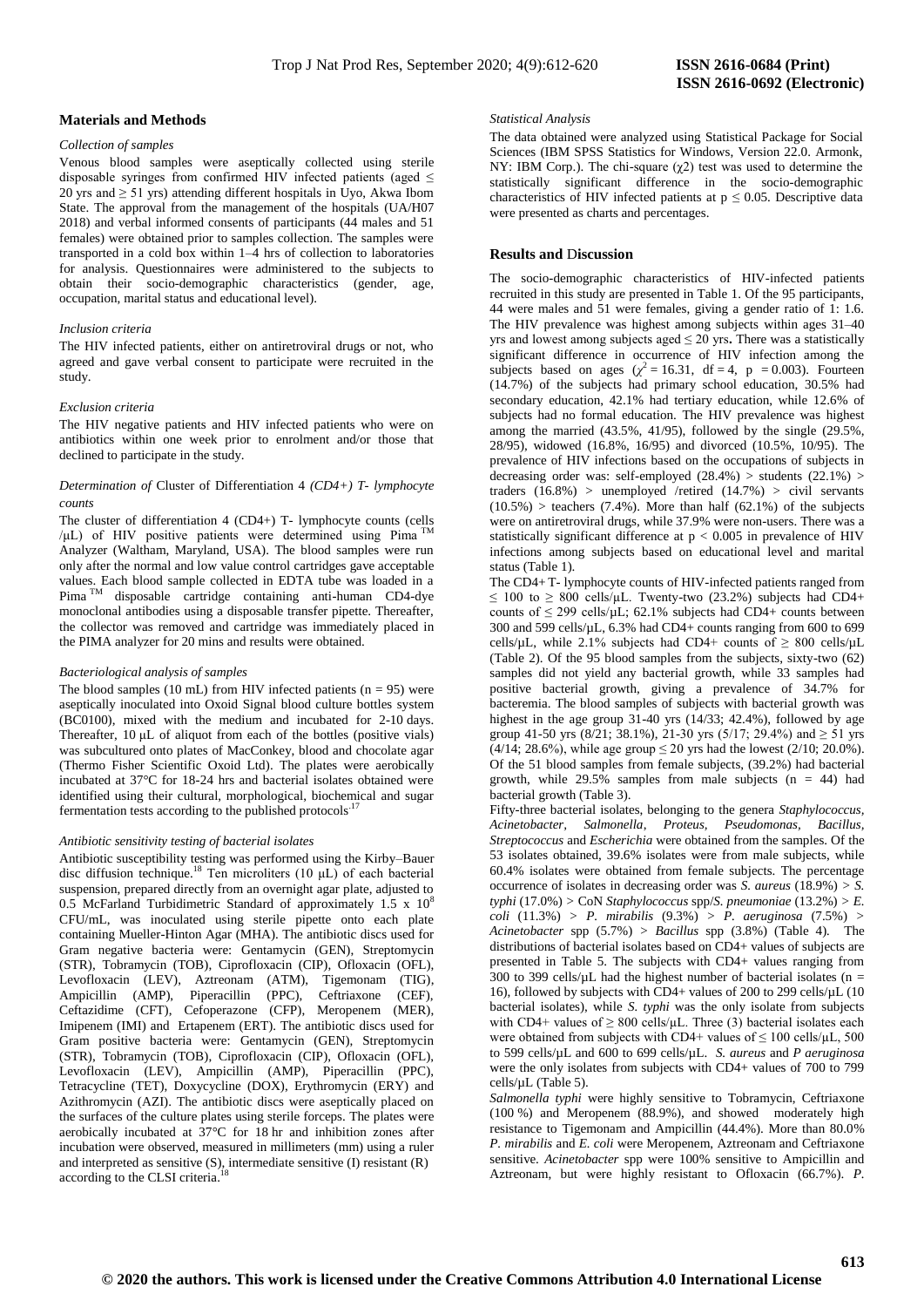## Materials and Methods

### *Collection of samples*

Venous blood samples were aseptically collected using sterile disposable syringes from confirmed HIV infected patients (aged ≤ 20 yrs and ≥ 51 yrs) attending different hospitals in Uyo, Akwa Ibom State. The approval from the management of the hospitals (UA/H07 2018) and verbal informed consents of participants (44 males and 51 females) were obtained prior to samples collection. The samples were transported in a cold box within 1–4 hrs of collection to laboratories for analysis. Questionnaires were administered to the subjects to obtain their socio-demographic characteristics (gender, age, occupation, marital status and educational level).

### *Inclusion criteria*

The HIV infected patients, either on antiretroviral drugs or not, who agreed and gave verbal consent to participate were recruited in the study.

### *Exclusion criteria*

The HIV negative patients and HIV infected patients who were on antibiotics within one week prior to enrolment and/or those that declined to participate in the study.

### *Determination of* Cluster of Differentiation 4 *(CD4+) T- lymphocyte counts*

The cluster of differentiation 4 (CD4+) T- lymphocyte counts (cells /μL) of HIV positive patients were determined using Pima ™ Analyzer (Waltham, Maryland, USA). The blood samples were run only after the normal and low value control cartridges gave acceptable values. Each blood sample collected in EDTA tube was loaded in a Pima ™ disposable cartridge containing anti-human CD4-dye monoclonal antibodies using a disposable transfer pipette. Thereafter, the collector was removed and cartridge was immediately placed in the PIMA analyzer for 20 mins and results were obtained.

### *Bacteriological analysis of samples*

The blood samples (10 mL) from HIV infected patients (n = 95) were aseptically inoculated into Oxoid Signal blood culture bottles system (BC0100), mixed with the medium and incubated for 2-10 days. Thereafter, 10 μL of aliquot from each of the bottles (positive vials) was subcultured onto plates of MacConkey, blood and chocolate agar (Thermo Fisher Scientific Oxoid Ltd). The plates were aerobically incubated at 37°C for 18-24 hrs and bacterial isolates obtained were identified using their cultural, morphological, biochemical and sugar fermentation tests according to the published protocols.[17]

### *Antibiotic sensitivity testing of bacterial isolates*

Antibiotic susceptibility testing was performed using the Kirby–Bauer disc diffusion technique.[18] Ten microliters (10 μL) of each bacterial suspension, prepared directly from an overnight agar plate, adjusted to 0.5 McFarland Turbidimetric Standard of approximately 1.5 x $10^8$ CFU/mL, was inoculated using sterile pipette onto each plate containing Mueller-Hinton Agar (MHA). The antibiotic discs used for Gram negative bacteria were: Gentamycin (GEN), Streptomycin (STR), Tobramycin (TOB), Ciprofloxacin (CIP), Ofloxacin (OFL), Levofloxacin (LEV), Aztreonam (ATM), Tigemonam (TIG), Ampicillin (AMP), Piperacillin (PPC), Ceftriaxone (CEF), Ceftazidime (CFT), Cefoperazone (CFP), Meropenem (MER), Imipenem (IMI) and Ertapenem (ERT). The antibiotic discs used for Gram positive bacteria were: Gentamycin (GEN), Streptomycin (STR), Tobramycin (TOB), Ciprofloxacin (CIP), Ofloxacin (OFL), Levofloxacin (LEV), Ampicillin (AMP), Piperacillin (PPC), Tetracycline (TET), Doxycycline (DOX), Erythromycin (ERY) and Azithromycin (AZI). The antibiotic discs were aseptically placed on the surfaces of the culture plates using sterile forceps. The plates were aerobically incubated at 37°C for 18 hr and inhibition zones after incubation were observed, measured in millimeters (mm) using a ruler and interpreted as sensitive (S), intermediate sensitive (I) resistant (R) according to the CLSI criteria.[18]

### *Statistical Analysis*

The data obtained were analyzed using Statistical Package for Social Sciences (IBM SPSS Statistics for Windows, Version 22.0. Armonk, NY: IBM Corp.). The chi-square (χ2) test was used to determine the statistically significant difference in the socio-demographic characteristics of HIV infected patients at p ≤ 0.05. Descriptive data were presented as charts and percentages.

## Results and Discussion

The socio-demographic characteristics of HIV-infected patients recruited in this study are presented in Table 1. Of the 95 participants, 44 were males and 51 were females, giving a gender ratio of 1: 1.6. The HIV prevalence was highest among subjects within ages 31–40 yrs and lowest among subjects aged ≤ 20 yrs. There was a statistically significant difference in occurrence of HIV infection among the subjects based on ages ($\chi^2 = 16.31$, df = 4, p = 0.003). Fourteen (14.7%) of the subjects had primary school education, 30.5% had secondary education, 42.1% had tertiary education, while 12.6% of subjects had no formal education. The HIV prevalence was highest among the married (43.5%, 41/95), followed by the single (29.5%, 28/95), widowed (16.8%, 16/95) and divorced (10.5%, 10/95). The prevalence of HIV infections based on the occupations of subjects in decreasing order was: self-employed (28.4%) > students (22.1%) > traders (16.8%) > unemployed /retired (14.7%) > civil servants (10.5%) > teachers (7.4%). More than half (62.1%) of the subjects were on antiretroviral drugs, while 37.9% were non-users. There was a statistically significant difference at p < 0.005 in prevalence of HIV infections among subjects based on educational level and marital status (Table 1).

The CD4+ T- lymphocyte counts of HIV-infected patients ranged from ≤ 100 to ≥ 800 cells/μL. Twenty-two (23.2%) subjects had CD4+ counts of ≤ 299 cells/μL; 62.1% subjects had CD4+ counts between 300 and 599 cells/μL, 6.3% had CD4+ counts ranging from 600 to 699 cells/μL, while 2.1% subjects had CD4+ counts of ≥ 800 cells/μL (Table 2). Of the 95 blood samples from the subjects, sixty-two (62) samples did not yield any bacterial growth, while 33 samples had positive bacterial growth, giving a prevalence of 34.7% for bacteremia. The blood samples of subjects with bacterial growth was highest in the age group 31-40 yrs (14/33; 42.4%), followed by age group 41-50 yrs (8/21; 38.1%), 21-30 yrs (5/17; 29.4%) and ≥ 51 yrs (4/14; 28.6%), while age group ≤ 20 yrs had the lowest (2/10; 20.0%). Of the 51 blood samples from female subjects, (39.2%) had bacterial growth, while 29.5% samples from male subjects (n = 44) had bacterial growth (Table 3).

Fifty-three bacterial isolates, belonging to the genera *Staphylococcus, Acinetobacter, Salmonella, Proteus, Pseudomonas, Bacillus, Streptococcus* and *Escherichia* were obtained from the samples. Of the 53 isolates obtained, 39.6% isolates were from male subjects, while 60.4% isolates were obtained from female subjects. The percentage occurrence of isolates in decreasing order was *S. aureus* (18.9%) > *S. typhi* (17.0%) > CoN *Staphylococcus* spp/*S. pneumoniae* (13.2%) > *E. coli* (11.3%) > *P. mirabilis* (9.3%) > *P. aeruginosa* (7.5%) > *Acinetobacter* spp (5.7%) > *Bacillus* spp (3.8%) (Table 4). The distributions of bacterial isolates based on CD4+ values of subjects are presented in Table 5. The subjects with CD4+ values ranging from 300 to 399 cells/μL had the highest number of bacterial isolates (n = 16), followed by subjects with CD4+ values of 200 to 299 cells/μL (10 bacterial isolates), while *S. typhi* was the only isolate from subjects with CD4+ values of ≥ 800 cells/μL. Three (3) bacterial isolates each were obtained from subjects with CD4+ values of ≤ 100 cells/μL, 500 to 599 cells/μL and 600 to 699 cells/μL. *S. aureus* and *P aeruginosa* were the only isolates from subjects with CD4+ values of 700 to 799 cells/μL (Table 5).

*Salmonella typhi* were highly sensitive to Tobramycin, Ceftriaxone (100 %) and Meropenem (88.9%), and showed moderately high resistance to Tigemonam and Ampicillin (44.4%). More than 80.0% *P. mirabilis* and *E. coli* were Meropenem, Aztreonam and Ceftriaxone sensitive. *Acinetobacter* spp were 100% sensitive to Ampicillin and Aztreonam, but were highly resistant to Ofloxacin (66.7%). *P.*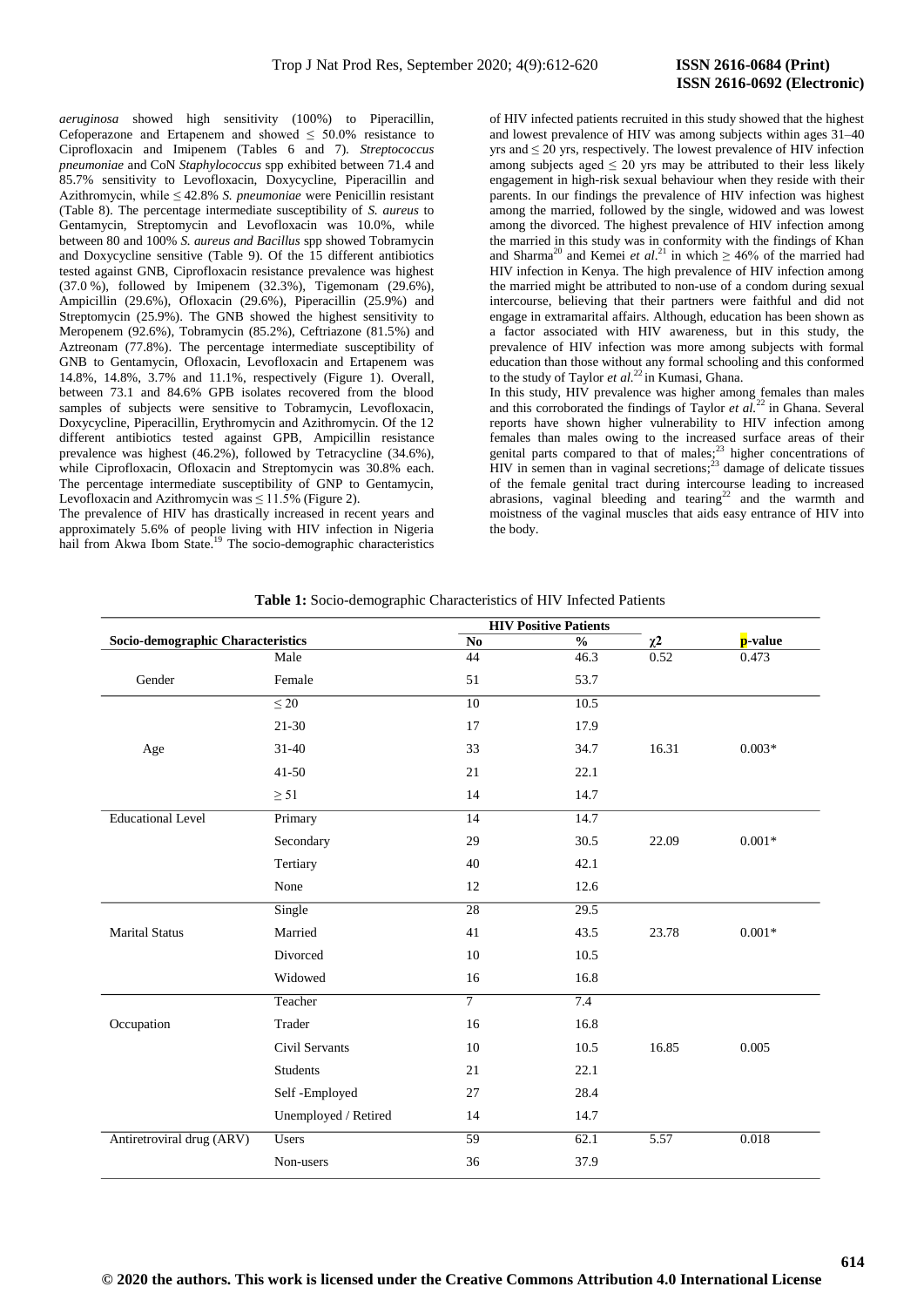*aeruginosa* showed high sensitivity (100%) to Piperacillin, Cefoperazone and Ertapenem and showed ≤ 50.0% resistance to Ciprofloxacin and Imipenem (Tables 6 and 7). *Streptococcus pneumoniae* and CoN *Staphylococcus* spp exhibited between 71.4 and 85.7% sensitivity to Levofloxacin, Doxycycline, Piperacillin and Azithromycin, while ≤ 42.8% *S. pneumoniae* were Penicillin resistant (Table 8). The percentage intermediate susceptibility of *S. aureus* to Gentamycin, Streptomycin and Levofloxacin was 10.0%, while between 80 and 100% *S. aureus and Bacillus* spp showed Tobramycin and Doxycycline sensitive (Table 9). Of the 15 different antibiotics tested against GNB, Ciprofloxacin resistance prevalence was highest (37.0 %), followed by Imipenem (32.3%), Tigemonam (29.6%), Ampicillin (29.6%), Ofloxacin (29.6%), Piperacillin (25.9%) and Streptomycin (25.9%). The GNB showed the highest sensitivity to Meropenem (92.6%), Tobramycin (85.2%), Ceftriazone (81.5%) and Aztreonam (77.8%). The percentage intermediate susceptibility of GNB to Gentamycin, Ofloxacin, Levofloxacin and Ertapenem was 14.8%, 14.8%, 3.7% and 11.1%, respectively (Figure 1). Overall, between 73.1 and 84.6% GPB isolates recovered from the blood samples of subjects were sensitive to Tobramycin, Levofloxacin, Doxycycline, Piperacillin, Erythromycin and Azithromycin. Of the 12 different antibiotics tested against GPB, Ampicillin resistance prevalence was highest (46.2%), followed by Tetracycline (34.6%), while Ciprofloxacin, Ofloxacin and Streptomycin was 30.8% each. The percentage intermediate susceptibility of GNP to Gentamycin, Levofloxacin and Azithromycin was ≤ 11.5% (Figure 2).

The prevalence of HIV has drastically increased in recent years and approximately 5.6% of people living with HIV infection in Nigeria hail from Akwa Ibom State.[19] The socio-demographic characteristics of HIV infected patients recruited in this study showed that the highest and lowest prevalence of HIV was among subjects within ages 31–40 yrs and ≤ 20 yrs, respectively. The lowest prevalence of HIV infection among subjects aged ≤ 20 yrs may be attributed to their less likely engagement in high-risk sexual behaviour when they reside with their parents. In our findings the prevalence of HIV infection was highest among the married, followed by the single, widowed and was lowest among the divorced. The highest prevalence of HIV infection among the married in this study was in conformity with the findings of Khan and Sharma[20] and Kemei *et al*.[21] in which ≥ 46% of the married had HIV infection in Kenya. The high prevalence of HIV infection among the married might be attributed to non-use of a condom during sexual intercourse, believing that their partners were faithful and did not engage in extramarital affairs. Although, education has been shown as a factor associated with HIV awareness, but in this study, the prevalence of HIV infection was more among subjects with formal education than those without any formal schooling and this conformed to the study of Taylor *et al.*[22] in Kumasi, Ghana.

In this study, HIV prevalence was higher among females than males and this corroborated the findings of Taylor *et al.*[22] in Ghana. Several reports have shown higher vulnerability to HIV infection among females than males owing to the increased surface areas of their genital parts compared to that of males;[23] higher concentrations of HIV in semen than in vaginal secretions;[23] damage of delicate tissues of the female genital tract during intercourse leading to increased abrasions, vaginal bleeding and tearing[22] and the warmth and moistness of the vaginal muscles that aids easy entrance of HIV into the body.

**Table 1:** Socio-demographic Characteristics of HIV Infected Patients

| Socio-demographic Characteristics | | HIV Positive Patients No | % | $\chi 2$ | p-value |
|---|---|---|---|---|---|
| Gender | Male | 44 | 46.3 | 0.52 | 0.473 |
| | Female | 51 | 53.7 | | |
| Age | ≤ 20 | 10 | 10.5 | 16.31 | 0.003* |
| | 21-30 | 17 | 17.9 | | |
| | 31-40 | 33 | 34.7 | | |
| | 41-50 | 21 | 22.1 | | |
| | ≥ 51 | 14 | 14.7 | | |
| Educational Level | Primary | 14 | 14.7 | 22.09 | 0.001* |
| | Secondary | 29 | 30.5 | | |
| | Tertiary | 40 | 42.1 | | |
| | None | 12 | 12.6 | | |
| Marital Status | Single | 28 | 29.5 | 23.78 | 0.001* |
| | Married | 41 | 43.5 | | |
| | Divorced | 10 | 10.5 | | |
| | Widowed | 16 | 16.8 | | |
| Occupation | Teacher | 7 | 7.4 | 16.85 | 0.005 |
| | Trader | 16 | 16.8 | | |
| | Civil Servants | 10 | 10.5 | | |
| | Students | 21 | 22.1 | | |
| | Self -Employed | 27 | 28.4 | | |
| | Unemployed / Retired | 14 | 14.7 | | |
| Antiretroviral drug (ARV) | Users | 59 | 62.1 | 5.57 | 0.018 |
| | Non-users | 36 | 37.9 | | |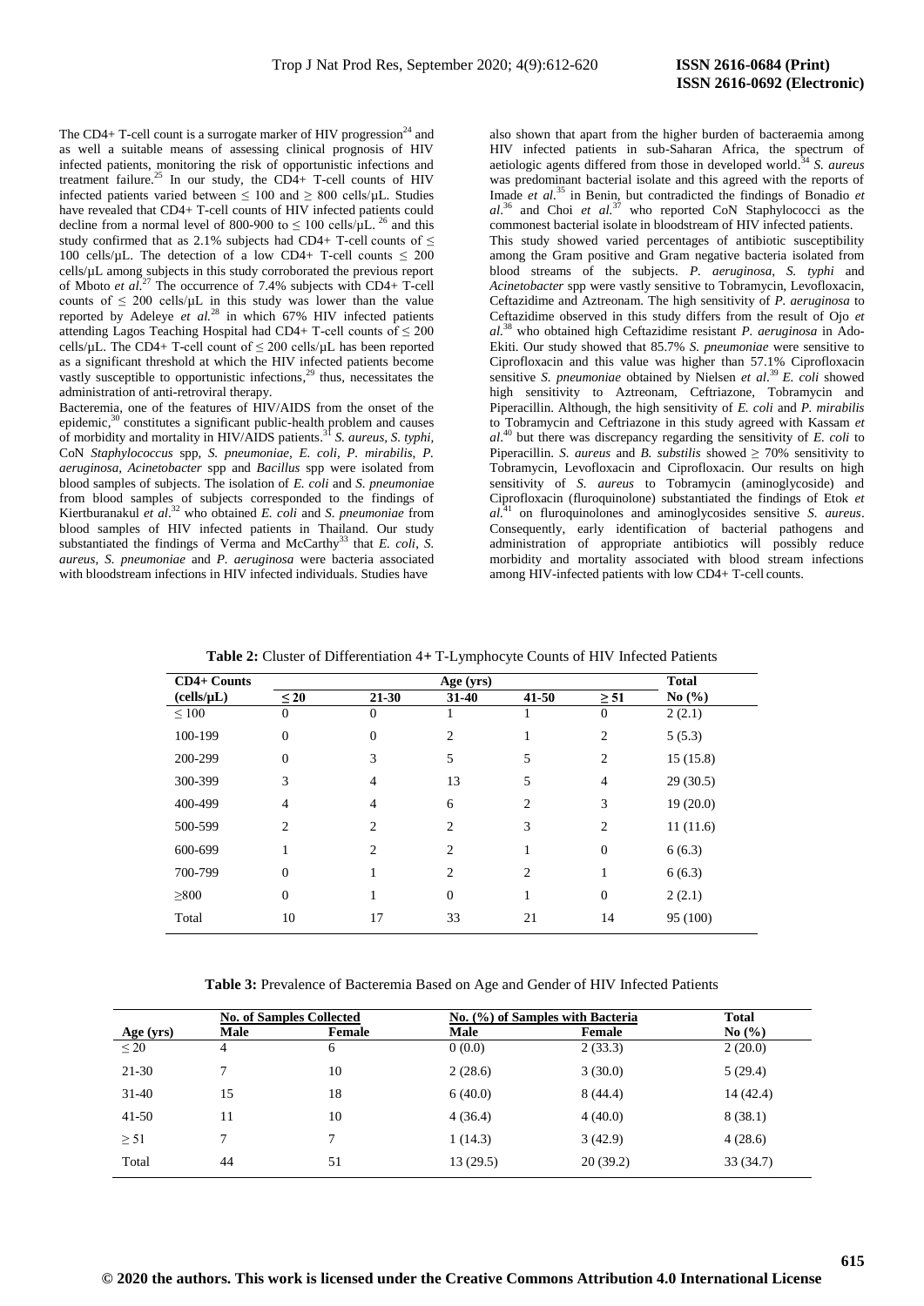The CD4+ T-cell count is a surrogate marker of HIV progression[24] and as well a suitable means of assessing clinical prognosis of HIV infected patients, monitoring the risk of opportunistic infections and treatment failure.[25] In our study, the CD4+ T-cell counts of HIV infected patients varied between ≤ 100 and ≥ 800 cells/µL. Studies have revealed that CD4+ T-cell counts of HIV infected patients could decline from a normal level of 800-900 to ≤ 100 cells/µL.[26] and this study confirmed that as 2.1% subjects had CD4+ T-cell counts of ≤ 100 cells/µL. The detection of a low CD4+ T-cell counts ≤ 200 cells/µL among subjects in this study corroborated the previous report of Mboto *et al.*[27] The occurrence of 7.4% subjects with CD4+ T-cell counts of ≤ 200 cells/µL in this study was lower than the value reported by Adeleye *et al.*[28] in which 67% HIV infected patients attending Lagos Teaching Hospital had CD4+ T-cell counts of ≤ 200 cells/µL. The CD4+ T-cell count of ≤ 200 cells/µL has been reported as a significant threshold at which the HIV infected patients become vastly susceptible to opportunistic infections,[29] thus, necessitates the administration of anti-retroviral therapy.

Bacteremia, one of the features of HIV/AIDS from the onset of the epidemic,[30] constitutes a significant public-health problem and causes of morbidity and mortality in HIV/AIDS patients.[31] *S. aureus, S. typhi,* CoN *Staphylococcus* spp, *S. pneumoniae, E. coli, P. mirabilis, P. aeruginosa, Acinetobacter* spp and *Bacillus* spp were isolated from blood samples of subjects. The isolation of *E. coli* and *S. pneumoniae* from blood samples of subjects corresponded to the findings of Kiertburanakul *et al.*[32] who obtained *E. coli* and *S. pneumoniae* from blood samples of HIV infected patients in Thailand. Our study substantiated the findings of Verma and McCarthy[33] that *E. coli, S. aureus, S. pneumoniae* and *P. aeruginosa* were bacteria associated with bloodstream infections in HIV infected individuals. Studies have also shown that apart from the higher burden of bacteraemia among HIV infected patients in sub-Saharan Africa, the spectrum of aetiologic agents differed from those in developed world.[34] *S. aureus* was predominant bacterial isolate and this agreed with the reports of Imade *et al.*[35] in Benin, but contradicted the findings of Bonadio *et al.*[36] and Choi *et al.*[37] who reported CoN Staphylococci as the commonest bacterial isolate in bloodstream of HIV infected patients.

This study showed varied percentages of antibiotic susceptibility among the Gram positive and Gram negative bacteria isolated from blood streams of the subjects. *P. aeruginosa, S. typhi* and *Acinetobacter* spp were vastly sensitive to Tobramycin, Levofloxacin, Ceftazidime and Aztreonam. The high sensitivity of *P. aeruginosa* to Ceftazidime observed in this study differs from the result of Ojo *et al.*[38] who obtained high Ceftazidime resistant *P. aeruginosa* in Ado-Ekiti. Our study showed that 85.7% *S. pneumoniae* were sensitive to Ciprofloxacin and this value was higher than 57.1% Ciprofloxacin sensitive *S. pneumoniae* obtained by Nielsen *et al.*[39] *E. coli* showed high sensitivity to Aztreonam, Ceftriazone, Tobramycin and Piperacillin. Although, the high sensitivity of *E. coli* and *P. mirabilis* to Tobramycin and Ceftriazone in this study agreed with Kassam *et al.*[40] but there was discrepancy regarding the sensitivity of *E. coli* to Piperacillin. *S. aureus* and *B. substilis* showed ≥ 70% sensitivity to Tobramycin, Levofloxacin and Ciprofloxacin. Our results on high sensitivity of *S. aureus* to Tobramycin (aminoglycoside) and Ciprofloxacin (fluroquinolone) substantiated the findings of Etok *et al.*[41] on fluroquinolones and aminoglycosides sensitive *S. aureus*. Consequently, early identification of bacterial pathogens and administration of appropriate antibiotics will possibly reduce morbidity and mortality associated with blood stream infections among HIV-infected patients with low CD4+ T-cell counts.

**Table 2:** Cluster of Differentiation 4+ T-Lymphocyte Counts of HIV Infected Patients

| CD4+ Counts (cells/µL) | Age (yrs) | | | | | Total No (%) |
|---|---|---|---|---|---|---|
| | ≤ 20 | 21-30 | 31-40 | 41-50 | ≥ 51 | |
| ≤ 100 | 0 | 0 | 1 | 1 | 0 | 2 (2.1) |
| 100-199 | 0 | 0 | 2 | 1 | 2 | 5 (5.3) |
| 200-299 | 0 | 3 | 5 | 5 | 2 | 15 (15.8) |
| 300-399 | 3 | 4 | 13 | 5 | 4 | 29 (30.5) |
| 400-499 | 4 | 4 | 6 | 2 | 3 | 19 (20.0) |
| 500-599 | 2 | 2 | 2 | 3 | 2 | 11 (11.6) |
| 600-699 | 1 | 2 | 2 | 1 | 0 | 6 (6.3) |
| 700-799 | 0 | 1 | 2 | 2 | 1 | 6 (6.3) |
| ≥800 | 0 | 1 | 0 | 1 | 0 | 2 (2.1) |
| Total | 10 | 17 | 33 | 21 | 14 | 95 (100) |

**Table 3:** Prevalence of Bacteremia Based on Age and Gender of HIV Infected Patients

| Age (yrs) | No. of Samples Collected | | No. (%) of Samples with Bacteria | | Total No (%) |
|---|---|---|---|---|---|
| | Male | Female | Male | Female | |
| ≤ 20 | 4 | 6 | 0 (0.0) | 2 (33.3) | 2 (20.0) |
| 21-30 | 7 | 10 | 2 (28.6) | 3 (30.0) | 5 (29.4) |
| 31-40 | 15 | 18 | 6 (40.0) | 8 (44.4) | 14 (42.4) |
| 41-50 | 11 | 10 | 4 (36.4) | 4 (40.0) | 8 (38.1) |
| ≥ 51 | 7 | 7 | 1 (14.3) | 3 (42.9) | 4 (28.6) |
| Total | 44 | 51 | 13 (29.5) | 20 (39.2) | 33 (34.7) |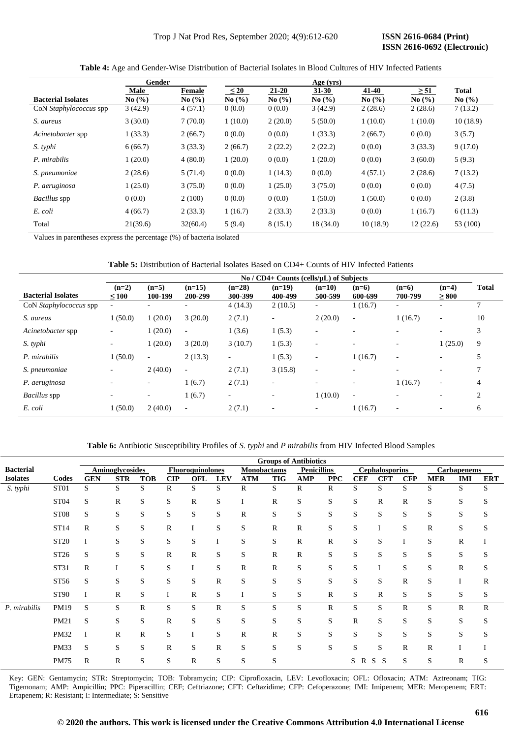**Table 4:** Age and Gender-Wise Distribution of Bacterial Isolates in Blood Cultures of HIV Infected Patients

| | Gender | | Age (yrs) | | | | | |
|---|---|---|---|---|---|---|---|---|
| **Bacterial Isolates** | **Male No (%)** | **Female No (%)** | **≤ 20 No (%)** | **21-20 No (%)** | **31-30 No (%)** | **41-40 No (%)** | **≥ 51 No (%)** | **Total No (%)** |
| CoN *Staphylococcus* spp | 3 (42.9) | 4 (57.1) | 0 (0.0) | 0 (0.0) | 3 (42.9) | 2 (28.6) | 2 (28.6) | 7 (13.2) |
| *S. aureus* | 3 (30.0) | 7 (70.0) | 1 (10.0) | 2 (20.0) | 5 (50.0) | 1 (10.0) | 1 (10.0) | 10 (18.9) |
| *Acinetobacter* spp | 1 (33.3) | 2 (66.7) | 0 (0.0) | 0 (0.0) | 1 (33.3) | 2 (66.7) | 0 (0.0) | 3 (5.7) |
| *S. typhi* | 6 (66.7) | 3 (33.3) | 2 (66.7) | 2 (22.2) | 2 (22.2) | 0 (0.0) | 3 (33.3) | 9 (17.0) |
| *P. mirabilis* | 1 (20.0) | 4 (80.0) | 1 (20.0) | 0 (0.0) | 1 (20.0) | 0 (0.0) | 3 (60.0) | 5 (9.3) |
| *S. pneumoniae* | 2 (28.6) | 5 (71.4) | 0 (0.0) | 1 (14.3) | 0 (0.0) | 4 (57.1) | 2 (28.6) | 7 (13.2) |
| *P. aeruginosa* | 1 (25.0) | 3 (75.0) | 0 (0.0) | 1 (25.0) | 3 (75.0) | 0 (0.0) | 0 (0.0) | 4 (7.5) |
| *Bacillus* spp | 0 (0.0) | 2 (100) | 0 (0.0) | 0 (0.0) | 1 (50.0) | 1 (50.0) | 0 (0.0) | 2 (3.8) |
| *E. coli* | 4 (66.7) | 2 (33.3) | 1 (16.7) | 2 (33.3) | 2 (33.3) | 0 (0.0) | 1 (16.7) | 6 (11.3) |
| Total | 21(39.6) | 32(60.4) | 5 (9.4) | 8 (15.1) | 18 (34.0) | 10 (18.9) | 12 (22.6) | 53 (100) |

Values in parentheses express the percentage (%) of bacteria isolated

**Table 5:** Distribution of Bacterial Isolates Based on CD4+ Counts of HIV Infected Patients

| | No / CD4+ Counts (cells/µL) of Subjects | | | | | | | | | |
|---|---|---|---|---|---|---|---|---|---|---|
| **Bacterial Isolates** | **(n=2) ≤ 100** | **(n=5) 100-199** | **(n=15) 200-299** | **(n=28) 300-399** | **(n=19) 400-499** | **(n=10) 500-599** | **(n=6) 600-699** | **(n=6) 700-799** | **(n=4) ≥ 800** | **Total** |
| CoN *Staphylococcus* spp | - | - | - | 4 (14.3) | 2 (10.5) | - | 1 (16.7) | - | - | 7 |
| *S. aureus* | 1 (50.0) | 1 (20.0) | 3 (20.0) | 2 (7.1) | - | 2 (20.0) | - | 1 (16.7) | - | 10 |
| *Acinetobacter* spp | - | 1 (20.0) | - | 1 (3.6) | 1 (5.3) | - | - | - | - | 3 |
| *S. typhi* | - | 1 (20.0) | 3 (20.0) | 3 (10.7) | 1 (5.3) | - | - | - | 1 (25.0) | 9 |
| *P. mirabilis* | 1 (50.0) | - | 2 (13.3) | - | 1 (5.3) | - | 1 (16.7) | - | - | 5 |
| *S. pneumoniae* | - | 2 (40.0) | - | 2 (7.1) | 3 (15.8) | - | - | - | - | 7 |
| *P. aeruginosa* | - | - | 1 (6.7) | 2 (7.1) | - | - | - | 1 (16.7) | - | 4 |
| *Bacillus* spp | - | - | 1 (6.7) | - | - | 1 (10.0) | - | - | - | 2 |
| *E. coli* | 1 (50.0) | 2 (40.0) | - | 2 (7.1) | - | - | 1 (16.7) | - | - | 6 |

**Table 6:** Antibiotic Susceptibility Profiles of *S. typhi* and *P mirabilis* from HIV Infected Blood Samples

| | | Groups of Antibiotics | | | | | | | | | | | | | | | |
|---|---|---|---|---|---|---|---|---|---|---|---|---|---|---|---|---|---|
| | | Aminoglycosides | | | Fluoroquinolones | | | Monobactams | | Penicillins | | Cephalosporins | | | Carbapenems | | |
| **Bacterial Isolates** | **Codes** | **GEN** | **STR** | **TOB** | **CIP** | **OFL** | **LEV** | **ATM** | **TIG** | **AMP** | **PPC** | **CEF** | **CFT** | **CFP** | **MER** | **IMI** | **ERT** |
| *S. typhi* | ST01 | S | S | S | R | S | S | R | S | R | R | S | S | S | S | S | S |
| | ST04 | S | R | S | S | R | S | I | R | S | S | S | R | R | S | S | S |
| | ST08 | S | S | S | S | S | S | R | S | S | S | S | S | S | S | S | S |
| | ST14 | R | S | S | R | I | S | S | R | R | S | S | I | S | R | S | S |
| | ST20 | I | S | S | S | S | I | S | S | R | R | S | S | I | S | R | I |
| | ST26 | S | S | S | R | R | S | S | R | R | S | S | S | S | S | S | S |
| | ST31 | R | I | S | S | I | S | R | R | S | S | S | I | S | S | R | S |
| | ST56 | S | S | S | S | S | R | S | S | S | S | S | S | R | S | I | R |
| | ST90 | I | R | S | I | R | S | I | S | S | R | S | R | S | S | S | S |
| *P. mirabilis* | PM19 | S | S | R | S | S | R | S | S | S | R | S | S | R | S | R | R |
| | PM21 | S | S | S | R | S | S | S | S | S | S | R | S | S | S | S | S |
| | PM32 | I | R | R | S | I | S | R | R | S | S | S | S | S | S | S | S |
| | PM33 | S | S | S | R | S | R | S | S | S | S | S | S | R | R | I | I |
| | PM75 | R | R | S | S | R | S | S | S | S | R | S | S | S | S | R | S |

Key: GEN: Gentamycin; STR: Streptomycin; TOB: Tobramycin; CIP: Ciprofloxacin, LEV: Levofloxacin; OFL: Ofloxacin; ATM: Aztreonam; TIG: Tigemonam; AMP: Ampicillin; PPC: Piperacillin; CEF: Ceftriazone; CFT: Ceftazidime; CFP: Cefoperazone; IMI: Imipenem; MER: Meropenem; ERT: Ertapenem; R: Resistant; I: Intermediate; S: Sensitive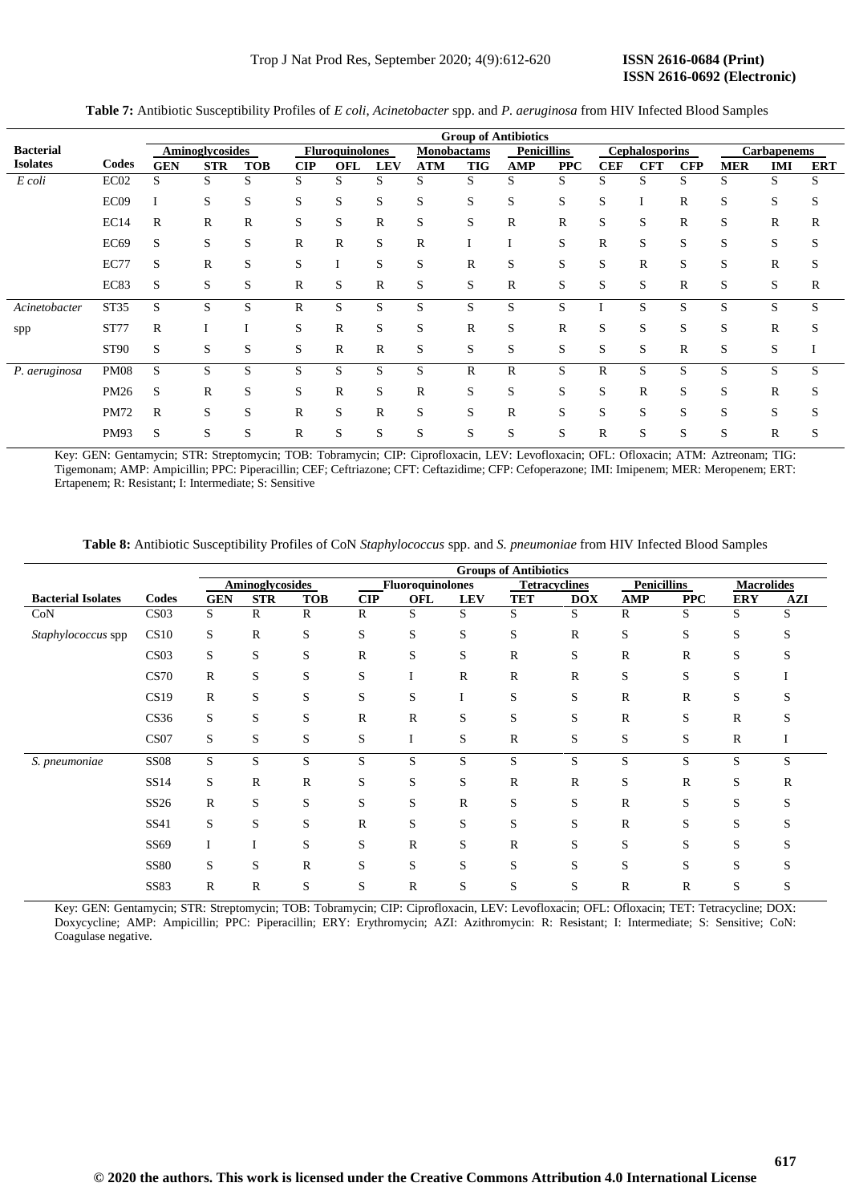**Table 7:** Antibiotic Susceptibility Profiles of *E coli*, *Acinetobacter* spp. and *P. aeruginosa* from HIV Infected Blood Samples

| | | Group of Antibiotics | | | | | | | | | | | | | | | |
|---|---|---|---|---|---|---|---|---|---|---|---|---|---|---|---|---|---|
| | | Aminoglycosides | | | Fluroquinolones | | | Monobactams | | Penicillins | | Cephalosporins | | | Carbapenems | | |
| **Bacterial Isolates** | **Codes** | **GEN** | **STR** | **TOB** | **CIP** | **OFL** | **LEV** | **ATM** | **TIG** | **AMP** | **PPC** | **CEF** | **CFT** | **CFP** | **MER** | **IMI** | **ERT** |
| *E coli* | EC02 | S | S | S | S | S | S | S | S | S | S | S | S | S | S | S | S |
| | EC09 | I | S | S | S | S | S | S | S | S | S | S | I | R | S | S | S |
| | EC14 | R | R | R | S | S | R | S | S | R | R | S | S | R | S | R | R |
| | EC69 | S | S | S | R | R | S | R | I | I | S | R | S | S | S | S | S |
| | EC77 | S | R | S | S | I | S | S | R | S | S | S | R | S | S | R | S |
| | EC83 | S | S | S | R | S | R | S | S | R | S | S | S | R | S | S | R |
| *Acinetobacter* spp | ST35 | S | S | S | R | S | S | S | S | S | S | I | S | S | S | S | S |
| | ST77 | R | I | I | S | R | S | S | R | S | R | S | S | S | S | R | S |
| | ST90 | S | S | S | S | R | R | S | S | S | S | S | S | R | S | S | I |
| *P. aeruginosa* | PM08 | S | S | S | S | S | S | S | R | R | S | R | S | S | S | S | S |
| | PM26 | S | R | S | S | R | S | R | S | S | S | S | R | S | S | R | S |
| | PM72 | R | S | S | R | S | R | S | S | R | S | S | S | S | S | S | S |
| | PM93 | S | S | S | R | S | S | S | S | S | S | R | S | S | S | R | S |

Key: GEN: Gentamycin; STR: Streptomycin; TOB: Tobramycin; CIP: Ciprofloxacin, LEV: Levofloxacin; OFL: Ofloxacin; ATM: Aztreonam; TIG: Tigemonam; AMP: Ampicillin; PPC: Piperacillin; CEF; Ceftriazone; CFT: Ceftazidime; CFP: Cefoperazone; IMI: Imipenem; MER: Meropenem; ERT: Ertapenem; R: Resistant; I: Intermediate; S: Sensitive

**Table 8:** Antibiotic Susceptibility Profiles of CoN *Staphylococcus* spp. and *S. pneumoniae* from HIV Infected Blood Samples

| | | Groups of Antibiotics | | | | | | | | | | | |
|---|---|---|---|---|---|---|---|---|---|---|---|---|---|
| | | Aminoglycosides | | | Fluoroquinolones | | | Tetracyclines | | Penicillins | | Macrolides | |
| **Bacterial Isolates** | **Codes** | **GEN** | **STR** | **TOB** | **CIP** | **OFL** | **LEV** | **TET** | **DOX** | **AMP** | **PPC** | **ERY** | **AZI** |
| CoN *Staphylococcus* spp | CS03 | S | R | R | R | S | S | S | S | R | S | S | S |
| | CS10 | S | R | S | S | S | S | S | R | S | S | S | S |
| | CS03 | S | S | S | R | S | S | R | S | R | R | S | S |
| | CS70 | R | S | S | S | I | R | R | R | S | S | S | I |
| | CS19 | R | S | S | S | S | I | S | S | R | R | S | S |
| | CS36 | S | S | S | R | R | S | S | S | R | S | R | S |
| | CS07 | S | S | S | S | I | S | R | S | S | S | R | I |
| *S. pneumoniae* | SS08 | S | S | S | S | S | S | S | S | S | S | S | S |
| | SS14 | S | R | R | S | S | S | R | R | S | R | S | R |
| | SS26 | R | S | S | S | S | R | S | S | R | S | S | S |
| | SS41 | S | S | S | R | S | S | S | S | R | S | S | S |
| | SS69 | I | I | S | S | R | S | R | S | S | S | S | S |
| | SS80 | S | S | R | S | S | S | S | S | S | S | S | S |
| | SS83 | R | R | S | S | R | S | S | S | R | R | S | S |

Key: GEN: Gentamycin; STR: Streptomycin; TOB: Tobramycin; CIP: Ciprofloxacin, LEV: Levofloxacin; OFL: Ofloxacin; TET: Tetracycline; DOX: Doxycycline; AMP: Ampicillin; PPC: Piperacillin; ERY: Erythromycin; AZI: Azithromycin: R: Resistant; I: Intermediate; S: Sensitive; CoN: Coagulase negative.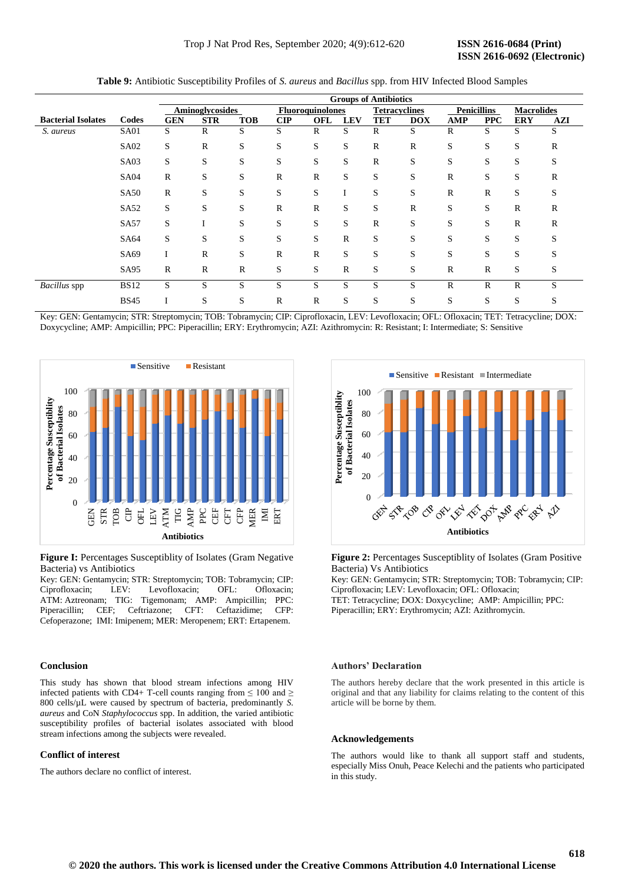**Table 9:** Antibiotic Susceptibility Profiles of *S. aureus* and *Bacillus* spp. from HIV Infected Blood Samples

| | | Groups of Antibiotics | | | | | | | | | | | |
|---|---|---|---|---|---|---|---|---|---|---|---|---|---|
| | | Aminoglycosides | | | Fluoroquinolones | | | Tetracyclines | | Penicillins | | Macrolides | |
| **Bacterial Isolates** | **Codes** | **GEN** | **STR** | **TOB** | **CIP** | **OFL** | **LEV** | **TET** | **DOX** | **AMP** | **PPC** | **ERY** | **AZI** |
| *S. aureus* | SA01 | S | R | S | S | R | S | R | S | R | S | S | S |
| | SA02 | S | R | S | S | S | S | R | R | S | S | S | R |
| | SA03 | S | S | S | S | S | S | R | S | S | S | S | S |
| | SA04 | R | S | S | R | R | S | S | S | R | S | S | R |
| | SA50 | R | S | S | S | S | I | S | S | R | R | S | S |
| | SA52 | S | S | S | R | R | S | S | R | S | S | R | R |
| | SA57 | S | I | S | S | S | S | R | S | S | S | R | R |
| | SA64 | S | S | S | S | S | R | S | S | S | S | S | S |
| | SA69 | I | R | S | R | R | S | S | S | S | S | S | S |
| | SA95 | R | R | R | S | S | R | S | S | R | R | S | S |
| *Bacillus* spp | BS12 | S | S | S | S | S | S | S | S | R | R | R | S |
| | BS45 | I | S | S | R | R | S | S | S | S | S | S | S |

Key: GEN: Gentamycin; STR: Streptomycin; TOB: Tobramycin; CIP: Ciprofloxacin, LEV: Levofloxacin; OFL: Ofloxacin; TET: Tetracycline; DOX: Doxycycline; AMP: Ampicillin; PPC: Piperacillin; ERY: Erythromycin; AZI: Azithromycin. R: Resistant; I: Intermediate; S: Sensitive

**Figure I:** Percentages Susceptiblity of Isolates (Gram Negative Bacteria) vs Antibiotics

Key: GEN: Gentamycin; STR: Streptomycin; TOB: Tobramycin; CIP: Ciprofloxacin; LEV: Levofloxacin; OFL: Ofloxacin; ATM: Aztreonam; TIG: Tigemonam; AMP: Ampicillin; PPC: Piperacillin; CEF: Ceftriazone; CFT: Ceftazidime; CFP: Cefoperazone; IMI: Imipenem; MER: Meropenem; ERT: Ertapenem.

**Figure 2:** Percentages Susceptiblity of Isolates (Gram Positive Bacteria) Vs Antibiotics

Key: GEN: Gentamycin; STR: Streptomycin; TOB: Tobramycin; CIP: Ciprofloxacin; LEV: Levofloxacin; OFL: Ofloxacin;
TET: Tetracycline; DOX: Doxycycline; AMP: Ampicillin; PPC: Piperacillin; ERY: Erythromycin; AZI: Azithromycin.

## Conclusion

This study has shown that blood stream infections among HIV infected patients with CD4+ T-cell counts ranging from ≤ 100 and ≥ 800 cells/µL were caused by spectrum of bacteria, predominantly *S. aureus* and CoN *Staphylococcus* spp. In addition, the varied antibiotic susceptibility profiles of bacterial isolates associated with blood stream infections among the subjects were revealed.

## Conflict of interest

The authors declare no conflict of interest.

## Authors' Declaration

The authors hereby declare that the work presented in this article is original and that any liability for claims relating to the content of this article will be borne by them.

## Acknowledgements

The authors would like to thank all support staff and students, especially Miss Onuh, Peace Kelechi and the patients who participated in this study.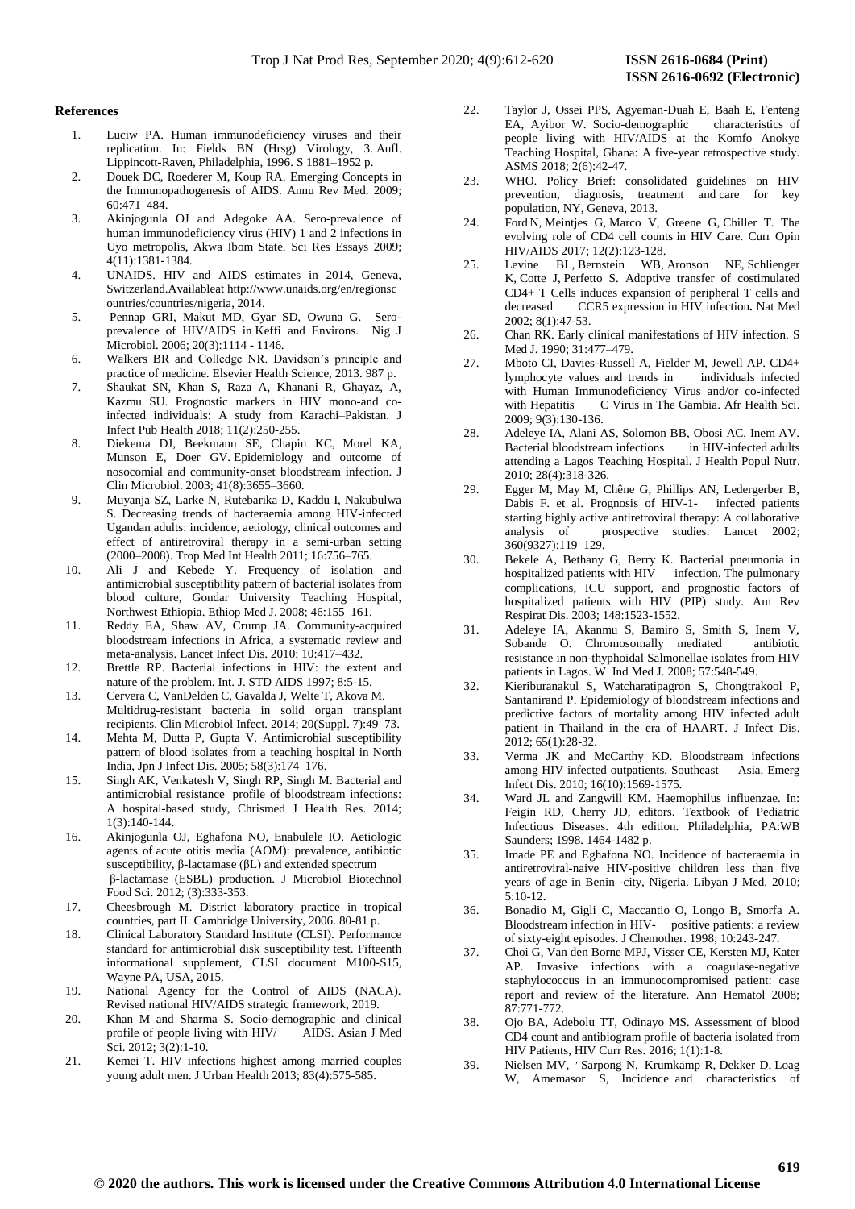## References

1. Luciw PA. Human immunodeficiency viruses and their replication. In: Fields BN (Hrsg) Virology, 3. Aufl. Lippincott-Raven, Philadelphia, 1996. S 1881–1952 p.
2. Douek DC, Roederer M, Koup RA. Emerging Concepts in the Immunopathogenesis of AIDS. Annu Rev Med. 2009; 60:471–484.
3. Akinjogunla OJ and Adegoke AA. Sero-prevalence of human immunodeficiency virus (HIV) 1 and 2 infections in Uyo metropolis, Akwa Ibom State. Sci Res Essays 2009; 4(11):1381-1384.
4. UNAIDS. HIV and AIDS estimates in 2014, Geneva, Switzerland.Availableat http://www.unaids.org/en/regionscountries/countries/nigeria, 2014.
5. Pennap GRI, Makut MD, Gyar SD, Owuna G. Sero-prevalence of HIV/AIDS in Keffi and Environs. Nig J Microbiol. 2006; 20(3):1114 - 1146.
6. Walkers BR and Colledge NR. Davidson's principle and practice of medicine. Elsevier Health Science, 2013. 987 p.
7. Shaukat SN, Khan S, Raza A, Khanani R, Ghayaz, A, Kazmu SU. Prognostic markers in HIV mono-and co-infected individuals: A study from Karachi–Pakistan. J Infect Pub Health 2018; 11(2):250-255.
8. Diekema DJ, Beekmann SE, Chapin KC, Morel KA, Munson E, Doer GV. Epidemiology and outcome of nosocomial and community-onset bloodstream infection. J Clin Microbiol. 2003; 41(8):3655–3660.
9. Muyanja SZ, Larke N, Rutebarika D, Kaddu I, Nakubulwa S. Decreasing trends of bacteraemia among HIV-infected Ugandan adults: incidence, aetiology, clinical outcomes and effect of antiretroviral therapy in a semi-urban setting (2000–2008). Trop Med Int Health 2011; 16:756–765.
10. Ali J and Kebede Y. Frequency of isolation and antimicrobial susceptibility pattern of bacterial isolates from blood culture, Gondar University Teaching Hospital, Northwest Ethiopia. Ethiop Med J. 2008; 46:155–161.
11. Reddy EA, Shaw AV, Crump JA. Community-acquired bloodstream infections in Africa, a systematic review and meta-analysis. Lancet Infect Dis. 2010; 10:417–432.
12. Brettle RP. Bacterial infections in HIV: the extent and nature of the problem. Int. J. STD AIDS 1997; 8:5-15.
13. Cervera C, VanDelden C, Gavalda J, Welte T, Akova M. Multidrug-resistant bacteria in solid organ transplant recipients. Clin Microbiol Infect. 2014; 20(Suppl. 7):49–73.
14. Mehta M, Dutta P, Gupta V. Antimicrobial susceptibility pattern of blood isolates from a teaching hospital in North India, Jpn J Infect Dis. 2005; 58(3):174–176.
15. Singh AK, Venkatesh V, Singh RP, Singh M. Bacterial and antimicrobial resistance profile of bloodstream infections: A hospital-based study, Chrismed J Health Res. 2014; 1(3):140-144.
16. Akinjogunla OJ, Eghafona NO, Enabulele IO. Aetiologic agents of acute otitis media (AOM): prevalence, antibiotic susceptibility, β-lactamase (βL) and extended spectrum β-lactamase (ESBL) production. J Microbiol Biotechnol Food Sci. 2012; (3):333-353.
17. Cheesbrough M. District laboratory practice in tropical countries, part II. Cambridge University, 2006. 80-81 p.
18. Clinical Laboratory Standard Institute (CLSI). Performance standard for antimicrobial disk susceptibility test. Fifteenth informational supplement, CLSI document M100-S15, Wayne PA, USA, 2015.
19. National Agency for the Control of AIDS (NACA). Revised national HIV/AIDS strategic framework, 2019.
20. Khan M and Sharma S. Socio-demographic and clinical profile of people living with HIV/ AIDS. Asian J Med Sci. 2012; 3(2):1-10.
21. Kemei T. HIV infections highest among married couples young adult men. J Urban Health 2013; 83(4):575-585.
22. Taylor J, Ossei PPS, Agyeman-Duah E, Baah E, Fenteng EA, Ayibor W. Socio-demographic characteristics of people living with HIV/AIDS at the Komfo Anokye Teaching Hospital, Ghana: A five-year retrospective study. ASMS 2018; 2(6):42-47.
23. WHO. Policy Brief: consolidated guidelines on HIV prevention, diagnosis, treatment and care for key population, NY, Geneva, 2013.
24. Ford N, Meintjes G, Marco V, Greene G, Chiller T. The evolving role of CD4 cell counts in HIV Care. Curr Opin HIV/AIDS 2017; 12(2):123-128.
25. Levine BL, Bernstein WB, Aronson NE, Schlienger K, Cotte J, Perfetto S. Adoptive transfer of costimulated CD4+ T Cells induces expansion of peripheral T cells and decreased CCR5 expression in HIV infection**.** Nat Med 2002; 8(1):47-53.
26. Chan RK. Early clinical manifestations of HIV infection. S Med J. 1990; 31:477–479.
27. Mboto CI, Davies-Russell A, Fielder M, Jewell AP. CD4+ lymphocyte values and trends in individuals infected with Human Immunodeficiency Virus and/or co-infected with Hepatitis C Virus in The Gambia. Afr Health Sci. 2009; 9(3):130-136.
28. Adeleye IA, Alani AS, Solomon BB, Obosi AC, Inem AV. Bacterial bloodstream infections in HIV-infected adults attending a Lagos Teaching Hospital. J Health Popul Nutr. 2010; 28(4):318-326.
29. Egger M, May M, Chêne G, Phillips AN, Ledergerber B, Dabis F. et al. Prognosis of HIV-1- infected patients starting highly active antiretroviral therapy: A collaborative analysis of prospective studies. Lancet 2002; 360(9327):119–129.
30. Bekele A, Bethany G, Berry K. Bacterial pneumonia in hospitalized patients with HIV infection. The pulmonary complications, ICU support, and prognostic factors of hospitalized patients with HIV (PIP) study. Am Rev Respirat Dis. 2003; 148:1523-1552.
31. Adeleye IA, Akanmu S, Bamiro S, Smith S, Inem V, Sobande O. Chromosomally mediated antibiotic resistance in non-thyphoidal Salmonellae isolates from HIV patients in Lagos. W Ind Med J. 2008; 57:548-549.
32. Kieriburanakul S, Watcharatipagron S, Chongtrakool P, Santanirand P. Epidemiology of bloodstream infections and predictive factors of mortality among HIV infected adult patient in Thailand in the era of HAART. J Infect Dis. 2012; 65(1):28-32.
33. Verma JK and McCarthy KD. Bloodstream infections among HIV infected outpatients, Southeast Asia. Emerg Infect Dis. 2010; 16(10):1569-1575.
34. Ward JL and Zangwill KM. Haemophilus influenzae. In: Feigin RD, Cherry JD, editors. Textbook of Pediatric Infectious Diseases. 4th edition. Philadelphia, PA:WB Saunders; 1998. 1464-1482 p.
35. Imade PE and Eghafona NO. Incidence of bacteraemia in antiretroviral-naive HIV-positive children less than five years of age in Benin -city, Nigeria. Libyan J Med. 2010; 5:10-12.
36. Bonadio M, Gigli C, Maccantio O, Longo B, Smorfa A. Bloodstream infection in HIV- positive patients: a review of sixty-eight episodes. J Chemother. 1998; 10:243-247.
37. Choi G, Van den Borne MPJ, Visser CE, Kersten MJ, Kater AP. Invasive infections with a coagulase-negative staphylococcus in an immunocompromised patient: case report and review of the literature. Ann Hematol 2008; 87:771-772.
38. Ojo BA, Adebolu TT, Odinayo MS. Assessment of blood CD4 count and antibiogram profile of bacteria isolated from HIV Patients, HIV Curr Res. 2016; 1(1):1-8.
39. Nielsen MV, Sarpong N, Krumkamp R, Dekker D, Loag W, Amemasor S, Incidence and characteristics of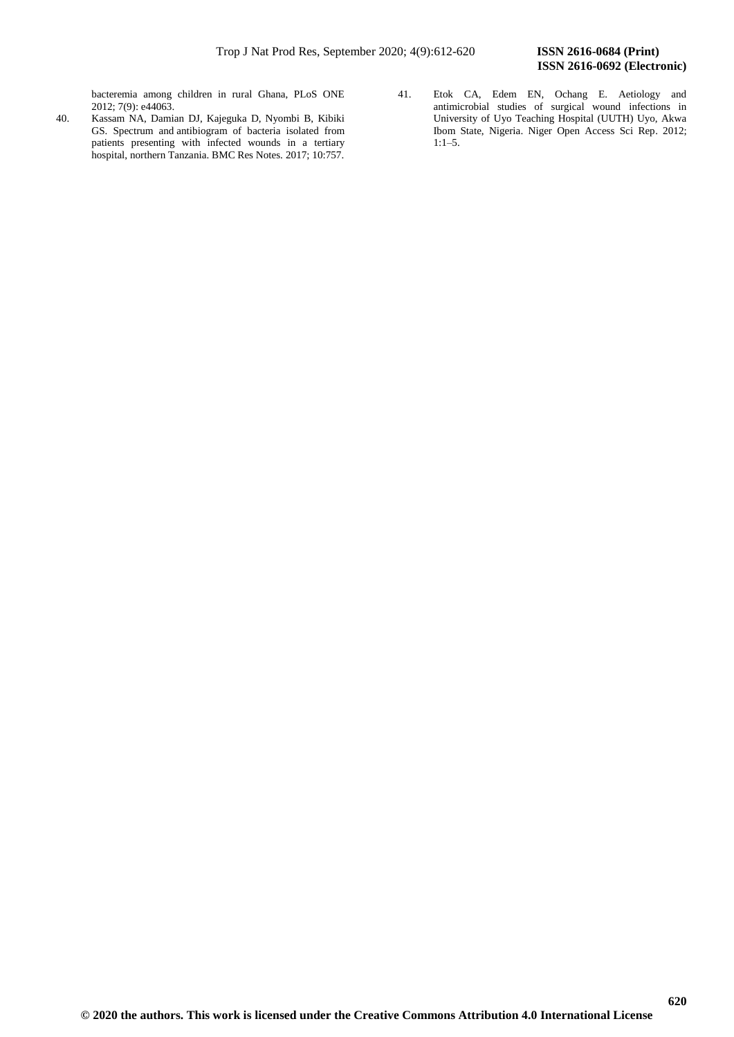bacteremia among children in rural Ghana, PLoS ONE 2012; 7(9): e44063.

40. Kassam NA, Damian DJ, Kajeguka D, Nyombi B, Kibiki GS. Spectrum and antibiogram of bacteria isolated from patients presenting with infected wounds in a tertiary hospital, northern Tanzania. BMC Res Notes. 2017; 10:757.

41. Etok CA, Edem EN, Ochang E. Aetiology and antimicrobial studies of surgical wound infections in University of Uyo Teaching Hospital (UUTH) Uyo, Akwa Ibom State, Nigeria. Niger Open Access Sci Rep. 2012; 1:1–5.